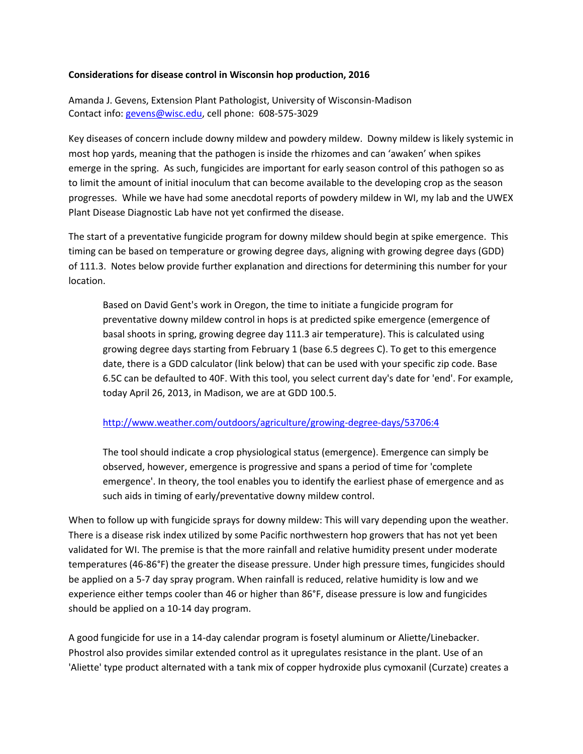**Considerations for disease control in Wisconsin hop production, 2016**

Amanda J. Gevens, Extension Plant Pathologist, University of Wisconsin-Madison
Contact info: [gevens@wisc.edu](mailto:gevens@wisc.edu), cell phone: 608-575-3029

Key diseases of concern include downy mildew and powdery mildew. Downy mildew is likely systemic in most hop yards, meaning that the pathogen is inside the rhizomes and can 'awaken' when spikes emerge in the spring. As such, fungicides are important for early season control of this pathogen so as to limit the amount of initial inoculum that can become available to the developing crop as the season progresses. While we have had some anecdotal reports of powdery mildew in WI, my lab and the UWEX Plant Disease Diagnostic Lab have not yet confirmed the disease.

The start of a preventative fungicide program for downy mildew should begin at spike emergence. This timing can be based on temperature or growing degree days, aligning with growing degree days (GDD) of 111.3. Notes below provide further explanation and directions for determining this number for your location.

> Based on David Gent's work in Oregon, the time to initiate a fungicide program for preventative downy mildew control in hops is at predicted spike emergence (emergence of basal shoots in spring, growing degree day 111.3 air temperature). This is calculated using growing degree days starting from February 1 (base 6.5 degrees C). To get to this emergence date, there is a GDD calculator (link below) that can be used with your specific zip code. Base 6.5C can be defaulted to 40F. With this tool, you select current day's date for 'end'. For example, today April 26, 2013, in Madison, we are at GDD 100.5.
>
> [http://www.weather.com/outdoors/agriculture/growing-degree-days/53706:4](http://www.weather.com/outdoors/agriculture/growing-degree-days/53706:4)
>
> The tool should indicate a crop physiological status (emergence). Emergence can simply be observed, however, emergence is progressive and spans a period of time for 'complete emergence'. In theory, the tool enables you to identify the earliest phase of emergence and as such aids in timing of early/preventative downy mildew control.

When to follow up with fungicide sprays for downy mildew: This will vary depending upon the weather. There is a disease risk index utilized by some Pacific northwestern hop growers that has not yet been validated for WI. The premise is that the more rainfall and relative humidity present under moderate temperatures (46-86°F) the greater the disease pressure. Under high pressure times, fungicides should be applied on a 5-7 day spray program. When rainfall is reduced, relative humidity is low and we experience either temps cooler than 46 or higher than 86°F, disease pressure is low and fungicides should be applied on a 10-14 day program.

A good fungicide for use in a 14-day calendar program is fosetyl aluminum or Aliette/Linebacker. Phostrol also provides similar extended control as it upregulates resistance in the plant. Use of an 'Aliette' type product alternated with a tank mix of copper hydroxide plus cymoxanil (Curzate) creates a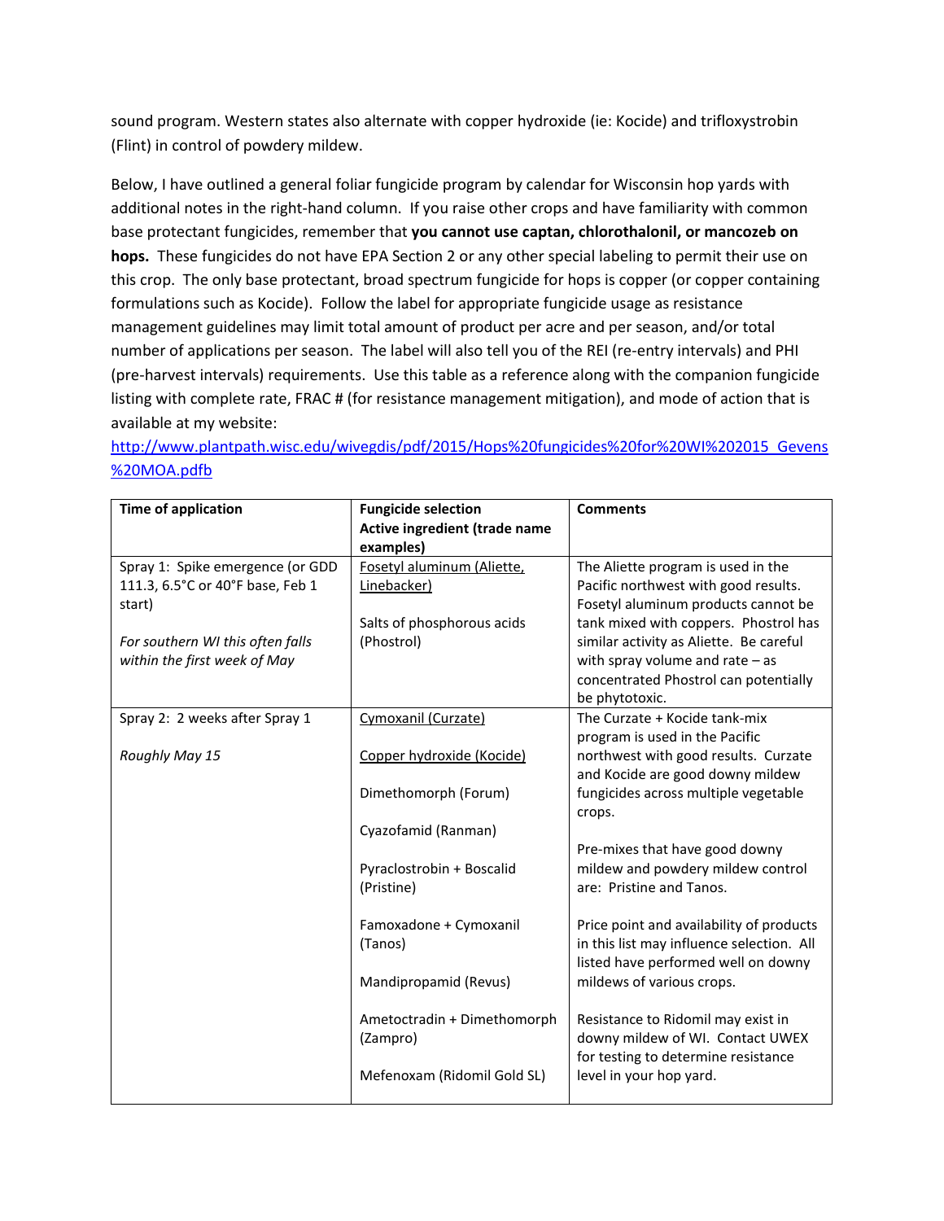sound program. Western states also alternate with copper hydroxide (ie: Kocide) and trifloxystrobin (Flint) in control of powdery mildew.

Below, I have outlined a general foliar fungicide program by calendar for Wisconsin hop yards with additional notes in the right-hand column. If you raise other crops and have familiarity with common base protectant fungicides, remember that **you cannot use captan, chlorothalonil, or mancozeb on hops.** These fungicides do not have EPA Section 2 or any other special labeling to permit their use on this crop. The only base protectant, broad spectrum fungicide for hops is copper (or copper containing formulations such as Kocide). Follow the label for appropriate fungicide usage as resistance management guidelines may limit total amount of product per acre and per season, and/or total number of applications per season. The label will also tell you of the REI (re-entry intervals) and PHI (pre-harvest intervals) requirements. Use this table as a reference along with the companion fungicide listing with complete rate, FRAC # (for resistance management mitigation), and mode of action that is available at my website: http://www.plantpath.wisc.edu/wivegdis/pdf/2015/Hops%20fungicides%20for%20WI%202015_Gevens%20MOA.pdfb

| Time of application | Fungicide selection<br>Active ingredient (trade name examples) | Comments |
|---|---|---|
| Spray 1: Spike emergence (or GDD 111.3, 6.5°C or 40°F base, Feb 1 start)<br><br>*For southern WI this often falls within the first week of May* | Fosetyl aluminum (Aliette, Linebacker)<br><br>Salts of phosphorous acids (Phostrol) | The Aliette program is used in the Pacific northwest with good results. Fosetyl aluminum products cannot be tank mixed with coppers. Phostrol has similar activity as Aliette. Be careful with spray volume and rate – as concentrated Phostrol can potentially be phytotoxic. |
| Spray 2: 2 weeks after Spray 1<br><br>*Roughly May 15* | Cymoxanil (Curzate)<br><br>Copper hydroxide (Kocide)<br><br>Dimethomorph (Forum)<br><br>Cyazofamid (Ranman)<br><br>Pyraclostrobin + Boscalid (Pristine)<br><br>Famoxadone + Cymoxanil (Tanos)<br><br>Mandipropamid (Revus)<br><br>Ametoctradin + Dimethomorph (Zampro)<br><br>Mefenoxam (Ridomil Gold SL) | The Curzate + Kocide tank-mix program is used in the Pacific northwest with good results. Curzate and Kocide are good downy mildew fungicides across multiple vegetable crops.<br><br>Pre-mixes that have good downy mildew and powdery mildew control are: Pristine and Tanos.<br><br>Price point and availability of products in this list may influence selection. All listed have performed well on downy mildews of various crops.<br><br>Resistance to Ridomil may exist in downy mildew of WI. Contact UWEX for testing to determine resistance level in your hop yard. |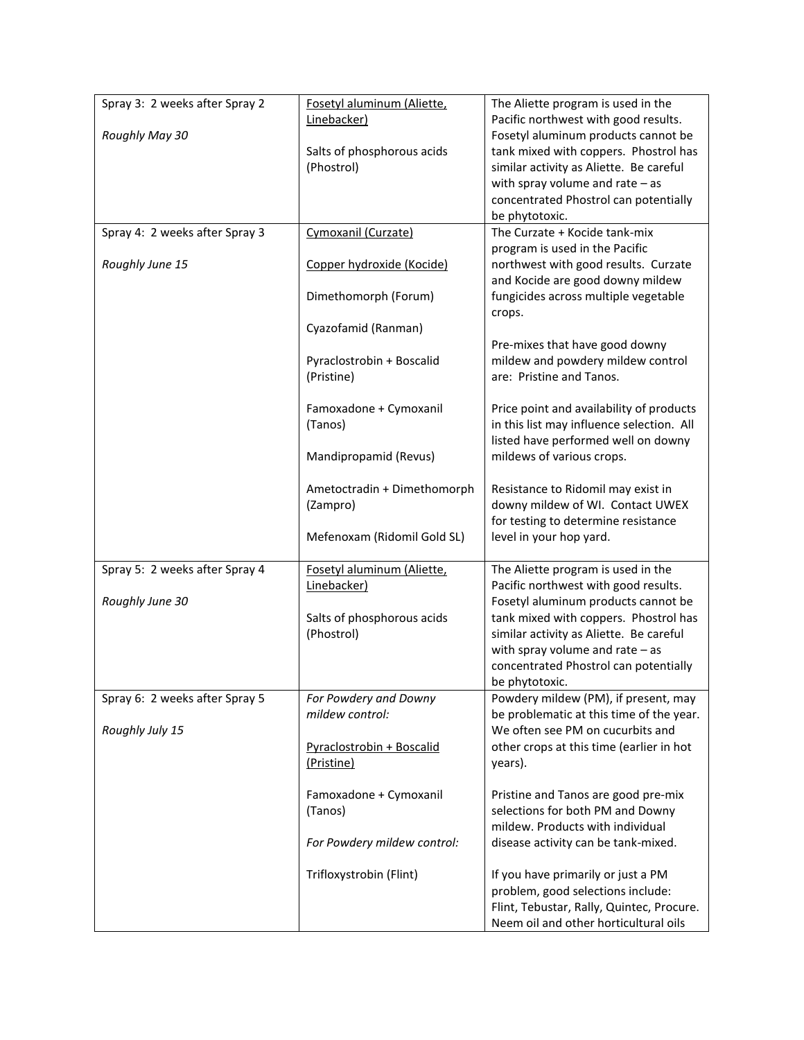| | | |
|---|---|---|
| Spray 3: 2 weeks after Spray 2<br><br>*Roughly May 30* | <u>Fosetyl aluminum (Aliette, Linebacker)</u><br><br>Salts of phosphorous acids (Phostrol) | The Aliette program is used in the Pacific northwest with good results. Fosetyl aluminum products cannot be tank mixed with coppers. Phostrol has similar activity as Aliette. Be careful with spray volume and rate – as concentrated Phostrol can potentially be phytotoxic. |
| Spray 4: 2 weeks after Spray 3<br><br>*Roughly June 15* | <u>Cymoxanil (Curzate)</u><br><br><u>Copper hydroxide (Kocide)</u><br><br>Dimethomorph (Forum)<br><br>Cyazofamid (Ranman)<br><br>Pyraclostrobin + Boscalid (Pristine)<br><br>Famoxadone + Cymoxanil (Tanos)<br><br>Mandipropamid (Revus)<br><br>Ametoctradin + Dimethomorph (Zampro)<br><br>Mefenoxam (Ridomil Gold SL) | The Curzate + Kocide tank-mix program is used in the Pacific northwest with good results. Curzate and Kocide are good downy mildew fungicides across multiple vegetable crops.<br><br>Pre-mixes that have good downy mildew and powdery mildew control are: Pristine and Tanos.<br><br>Price point and availability of products in this list may influence selection. All listed have performed well on downy mildews of various crops.<br><br>Resistance to Ridomil may exist in downy mildew of WI. Contact UWEX for testing to determine resistance level in your hop yard. |
| Spray 5: 2 weeks after Spray 4<br><br>*Roughly June 30* | <u>Fosetyl aluminum (Aliette, Linebacker)</u><br><br>Salts of phosphorous acids (Phostrol) | The Aliette program is used in the Pacific northwest with good results. Fosetyl aluminum products cannot be tank mixed with coppers. Phostrol has similar activity as Aliette. Be careful with spray volume and rate – as concentrated Phostrol can potentially be phytotoxic. |
| Spray 6: 2 weeks after Spray 5<br><br>*Roughly July 15* | *For Powdery and Downy mildew control:*<br><br><u>Pyraclostrobin + Boscalid (Pristine)</u><br><br>Famoxadone + Cymoxanil (Tanos)<br><br>*For Powdery mildew control:*<br><br>Trifloxystrobin (Flint) | Powdery mildew (PM), if present, may be problematic at this time of the year. We often see PM on cucurbits and other crops at this time (earlier in hot years).<br><br>Pristine and Tanos are good pre-mix selections for both PM and Downy mildew. Products with individual disease activity can be tank-mixed.<br><br>If you have primarily or just a PM problem, good selections include: Flint, Tebustar, Rally, Quintec, Procure. Neem oil and other horticultural oils |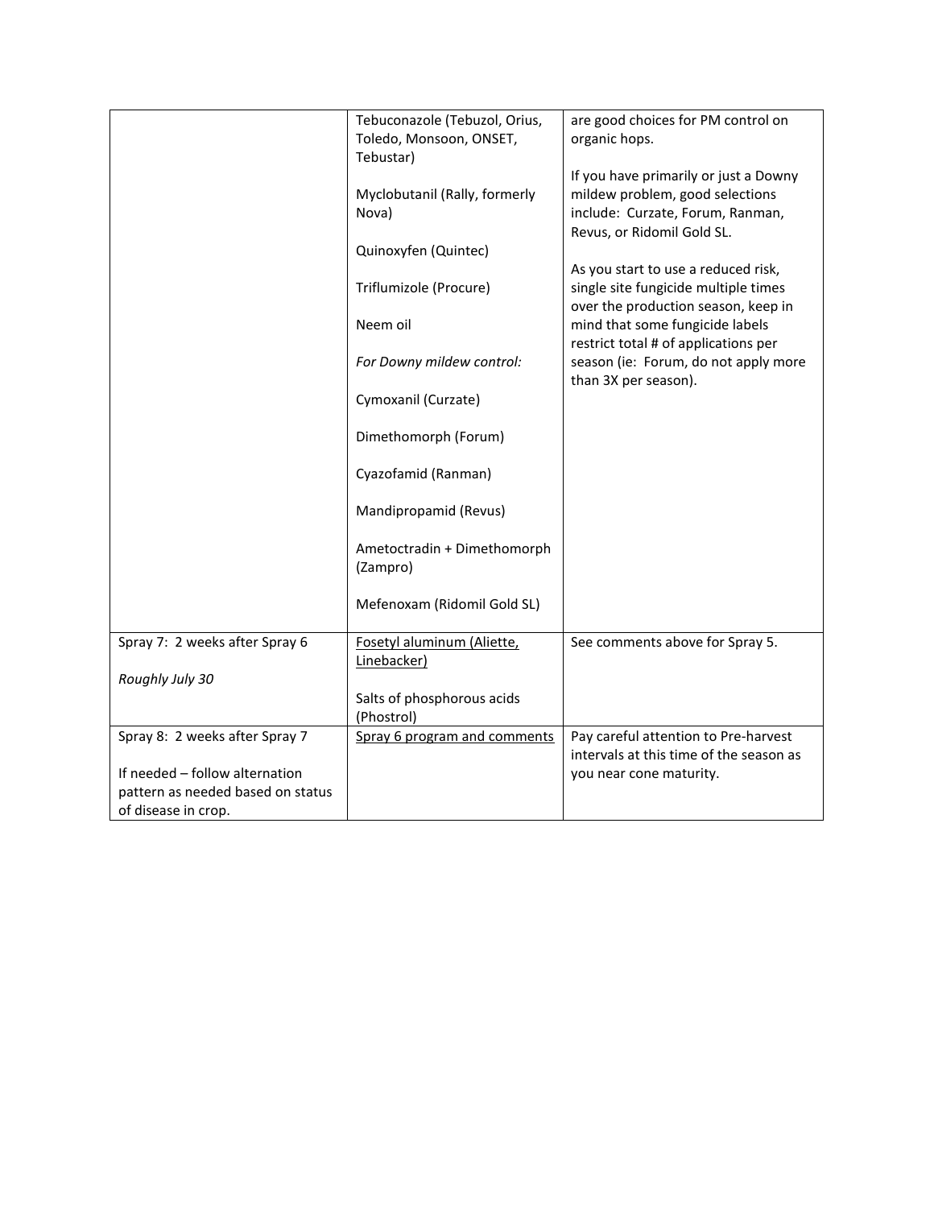| | | |
|---|---|---|
| | Tebuconazole (Tebuzol, Orius, Toledo, Monsoon, ONSET, Tebustar)<br><br>Myclobutanil (Rally, formerly Nova)<br><br>Quinoxyfen (Quintec)<br><br>Triflumizole (Procure)<br><br>Neem oil<br><br>*For Downy mildew control:*<br><br>Cymoxanil (Curzate)<br><br>Dimethomorph (Forum)<br><br>Cyazofamid (Ranman)<br><br>Mandipropamid (Revus)<br><br>Ametoctradin + Dimethomorph (Zampro)<br><br>Mefenoxam (Ridomil Gold SL) | are good choices for PM control on organic hops.<br><br>If you have primarily or just a Downy mildew problem, good selections include: Curzate, Forum, Ranman, Revus, or Ridomil Gold SL.<br><br>As you start to use a reduced risk, single site fungicide multiple times over the production season, keep in mind that some fungicide labels restrict total # of applications per season (ie: Forum, do not apply more than 3X per season). |
| Spray 7: 2 weeks after Spray 6<br><br>*Roughly July 30* | <u>Fosetyl aluminum (Aliette, Linebacker)</u><br><br>Salts of phosphorous acids (Phostrol) | See comments above for Spray 5. |
| Spray 8: 2 weeks after Spray 7<br><br>If needed – follow alternation pattern as needed based on status of disease in crop. | <u>Spray 6 program and comments</u> | Pay careful attention to Pre-harvest intervals at this time of the season as you near cone maturity. |